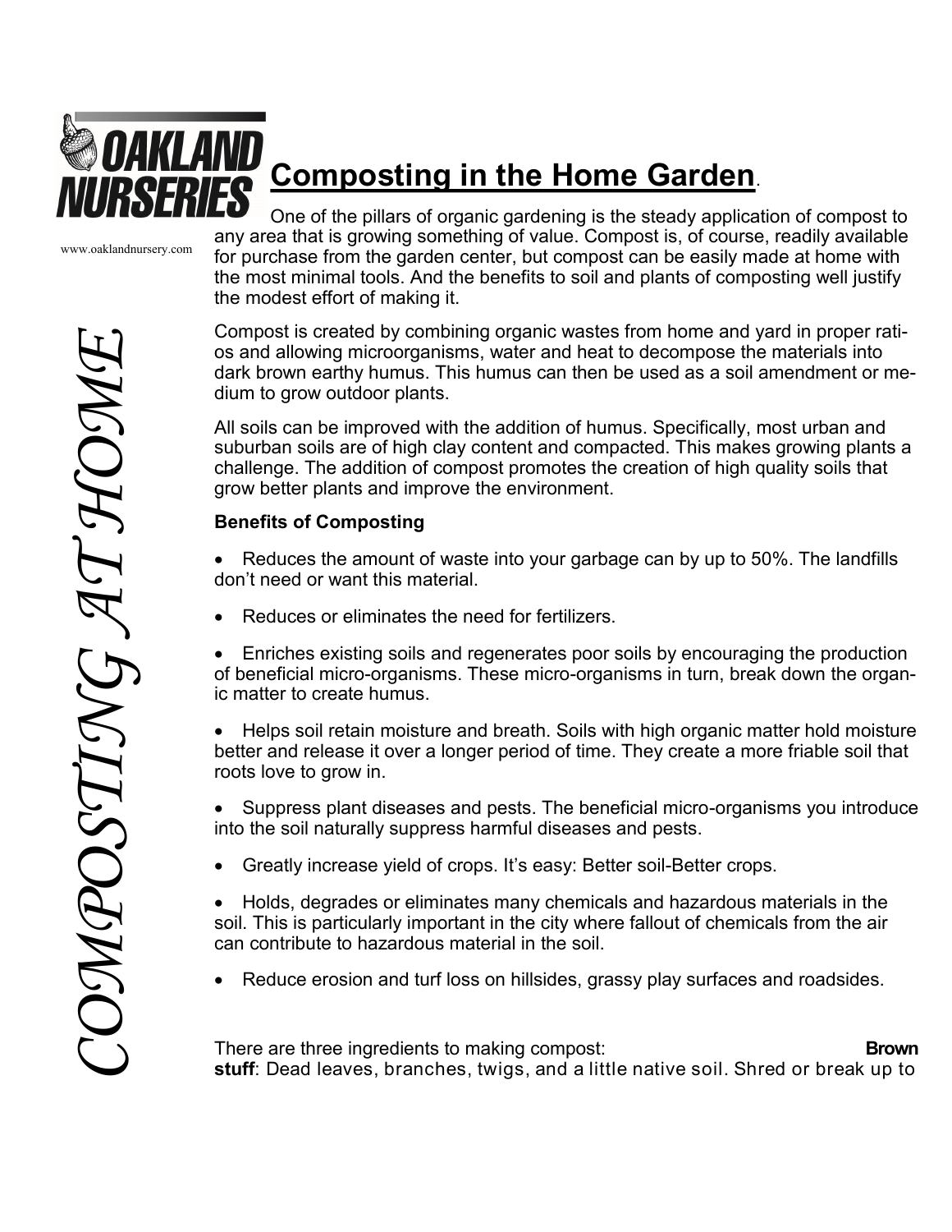OAKLAND NURSERIES

www.oaklandnursery.com

*COMPOSTING AT HOME*

# Composting in the Home Garden.

One of the pillars of organic gardening is the steady application of compost to any area that is growing something of value. Compost is, of course, readily available for purchase from the garden center, but compost can be easily made at home with the most minimal tools. And the benefits to soil and plants of composting well justify the modest effort of making it.

Compost is created by combining organic wastes from home and yard in proper ratios and allowing microorganisms, water and heat to decompose the materials into dark brown earthy humus. This humus can then be used as a soil amendment or medium to grow outdoor plants.

All soils can be improved with the addition of humus. Specifically, most urban and suburban soils are of high clay content and compacted. This makes growing plants a challenge. The addition of compost promotes the creation of high quality soils that grow better plants and improve the environment.

**Benefits of Composting**

- Reduces the amount of waste into your garbage can by up to 50%. The landfills don't need or want this material.
- Reduces or eliminates the need for fertilizers.
- Enriches existing soils and regenerates poor soils by encouraging the production of beneficial micro-organisms. These micro-organisms in turn, break down the organic matter to create humus.
- Helps soil retain moisture and breath. Soils with high organic matter hold moisture better and release it over a longer period of time. They create a more friable soil that roots love to grow in.
- Suppress plant diseases and pests. The beneficial micro-organisms you introduce into the soil naturally suppress harmful diseases and pests.
- Greatly increase yield of crops. It's easy: Better soil-Better crops.
- Holds, degrades or eliminates many chemicals and hazardous materials in the soil. This is particularly important in the city where fallout of chemicals from the air can contribute to hazardous material in the soil.
- Reduce erosion and turf loss on hillsides, grassy play surfaces and roadsides.

There are three ingredients to making compost: **Brown stuff**: Dead leaves, branches, twigs, and a little native soil. Shred or break up to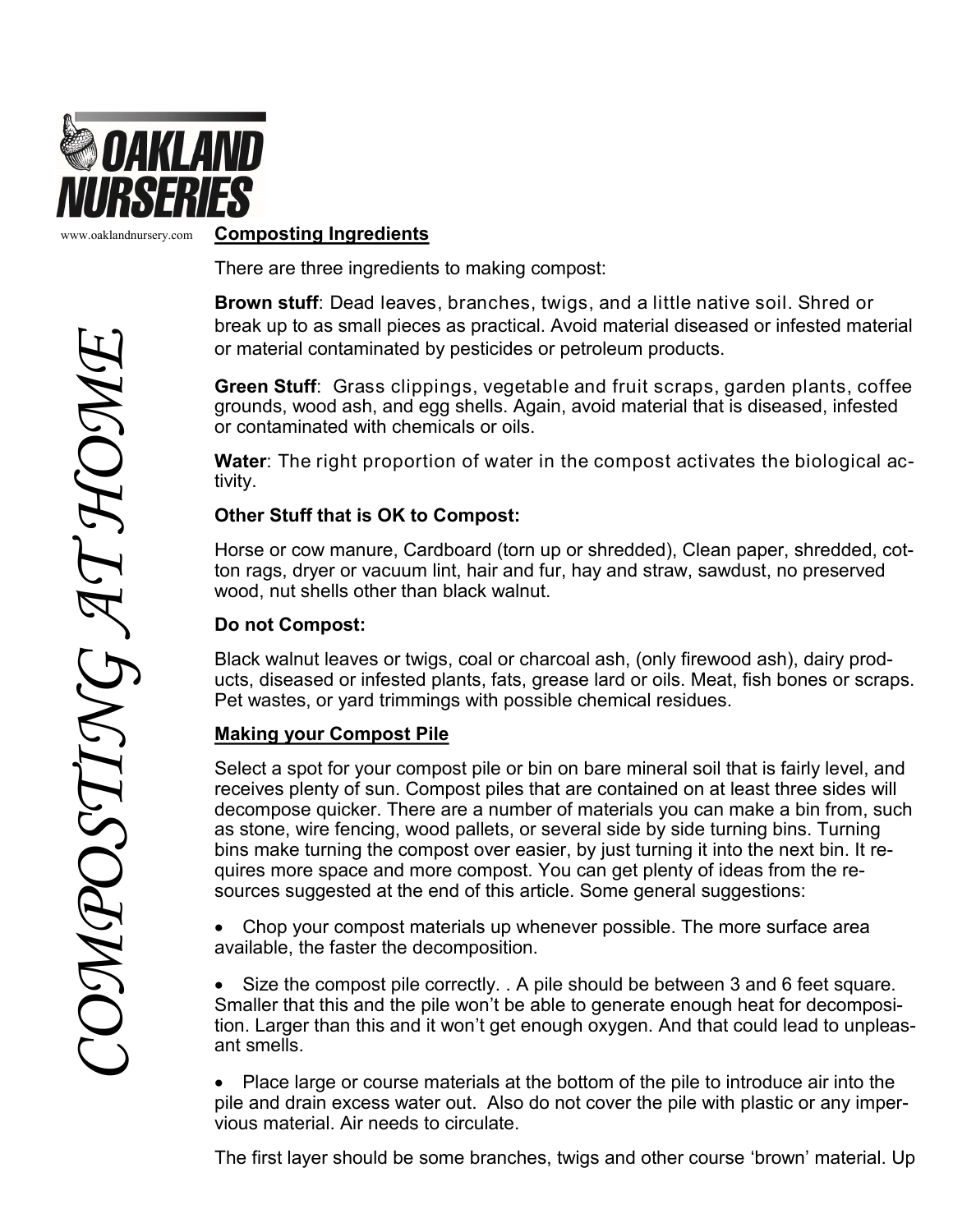# COMPOSTING AT HOME

www.oaklandnursery.com

**Composting Ingredients**

There are three ingredients to making compost:

**Brown stuff**: Dead leaves, branches, twigs, and a little native soil. Shred or break up to as small pieces as practical. Avoid material diseased or infested material or material contaminated by pesticides or petroleum products.

**Green Stuff**: Grass clippings, vegetable and fruit scraps, garden plants, coffee grounds, wood ash, and egg shells. Again, avoid material that is diseased, infested or contaminated with chemicals or oils.

**Water**: The right proportion of water in the compost activates the biological activity.

**Other Stuff that is OK to Compost:**

Horse or cow manure, Cardboard (torn up or shredded), Clean paper, shredded, cotton rags, dryer or vacuum lint, hair and fur, hay and straw, sawdust, no preserved wood, nut shells other than black walnut.

**Do not Compost:**

Black walnut leaves or twigs, coal or charcoal ash, (only firewood ash), dairy products, diseased or infested plants, fats, grease lard or oils. Meat, fish bones or scraps. Pet wastes, or yard trimmings with possible chemical residues.

**Making your Compost Pile**

Select a spot for your compost pile or bin on bare mineral soil that is fairly level, and receives plenty of sun. Compost piles that are contained on at least three sides will decompose quicker. There are a number of materials you can make a bin from, such as stone, wire fencing, wood pallets, or several side by side turning bins. Turning bins make turning the compost over easier, by just turning it into the next bin. It requires more space and more compost. You can get plenty of ideas from the resources suggested at the end of this article. Some general suggestions:

- Chop your compost materials up whenever possible. The more surface area available, the faster the decomposition.
- Size the compost pile correctly. . A pile should be between 3 and 6 feet square. Smaller that this and the pile won't be able to generate enough heat for decomposition. Larger than this and it won't get enough oxygen. And that could lead to unpleasant smells.
- Place large or course materials at the bottom of the pile to introduce air into the pile and drain excess water out. Also do not cover the pile with plastic or any impervious material. Air needs to circulate.

The first layer should be some branches, twigs and other course 'brown' material. Up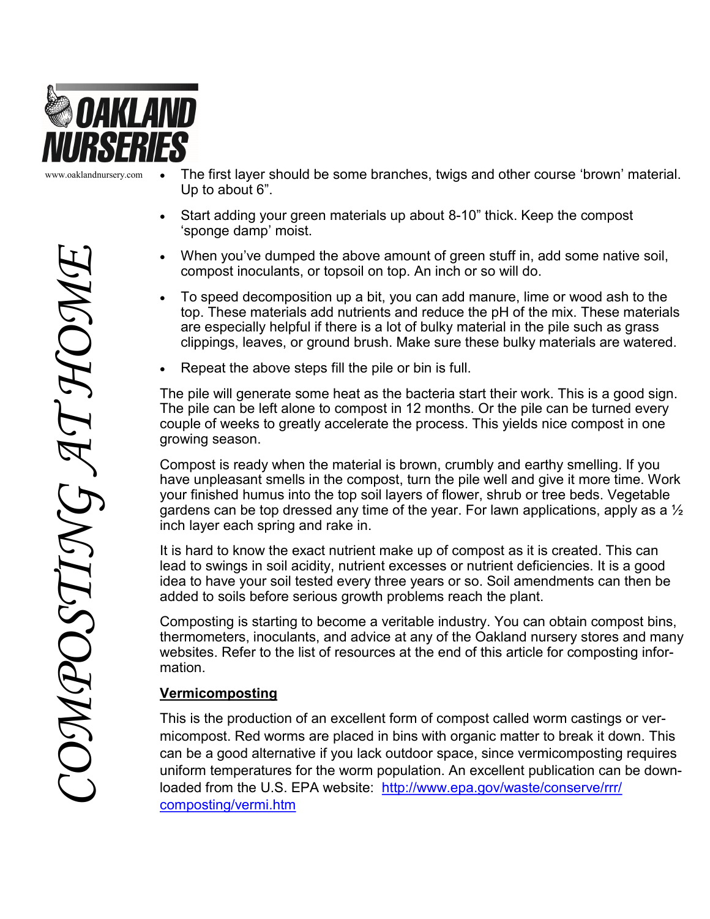- The first layer should be some branches, twigs and other course 'brown' material. Up to about 6".
- Start adding your green materials up about 8-10" thick. Keep the compost 'sponge damp' moist.
- When you've dumped the above amount of green stuff in, add some native soil, compost inoculants, or topsoil on top. An inch or so will do.
- To speed decomposition up a bit, you can add manure, lime or wood ash to the top. These materials add nutrients and reduce the pH of the mix. These materials are especially helpful if there is a lot of bulky material in the pile such as grass clippings, leaves, or ground brush. Make sure these bulky materials are watered.
- Repeat the above steps fill the pile or bin is full.

The pile will generate some heat as the bacteria start their work. This is a good sign. The pile can be left alone to compost in 12 months. Or the pile can be turned every couple of weeks to greatly accelerate the process. This yields nice compost in one growing season.

Compost is ready when the material is brown, crumbly and earthy smelling. If you have unpleasant smells in the compost, turn the pile well and give it more time. Work your finished humus into the top soil layers of flower, shrub or tree beds. Vegetable gardens can be top dressed any time of the year. For lawn applications, apply as a ½ inch layer each spring and rake in.

It is hard to know the exact nutrient make up of compost as it is created. This can lead to swings in soil acidity, nutrient excesses or nutrient deficiencies. It is a good idea to have your soil tested every three years or so. Soil amendments can then be added to soils before serious growth problems reach the plant.

Composting is starting to become a veritable industry. You can obtain compost bins, thermometers, inoculants, and advice at any of the Oakland nursery stores and many websites. Refer to the list of resources at the end of this article for composting information.

## Vermicomposting

This is the production of an excellent form of compost called worm castings or vermicompost. Red worms are placed in bins with organic matter to break it down. This can be a good alternative if you lack outdoor space, since vermicomposting requires uniform temperatures for the worm population. An excellent publication can be downloaded from the U.S. EPA website: [http://www.epa.gov/waste/conserve/rrr/composting/vermi.htm](http://www.epa.gov/waste/conserve/rrr/composting/vermi.htm)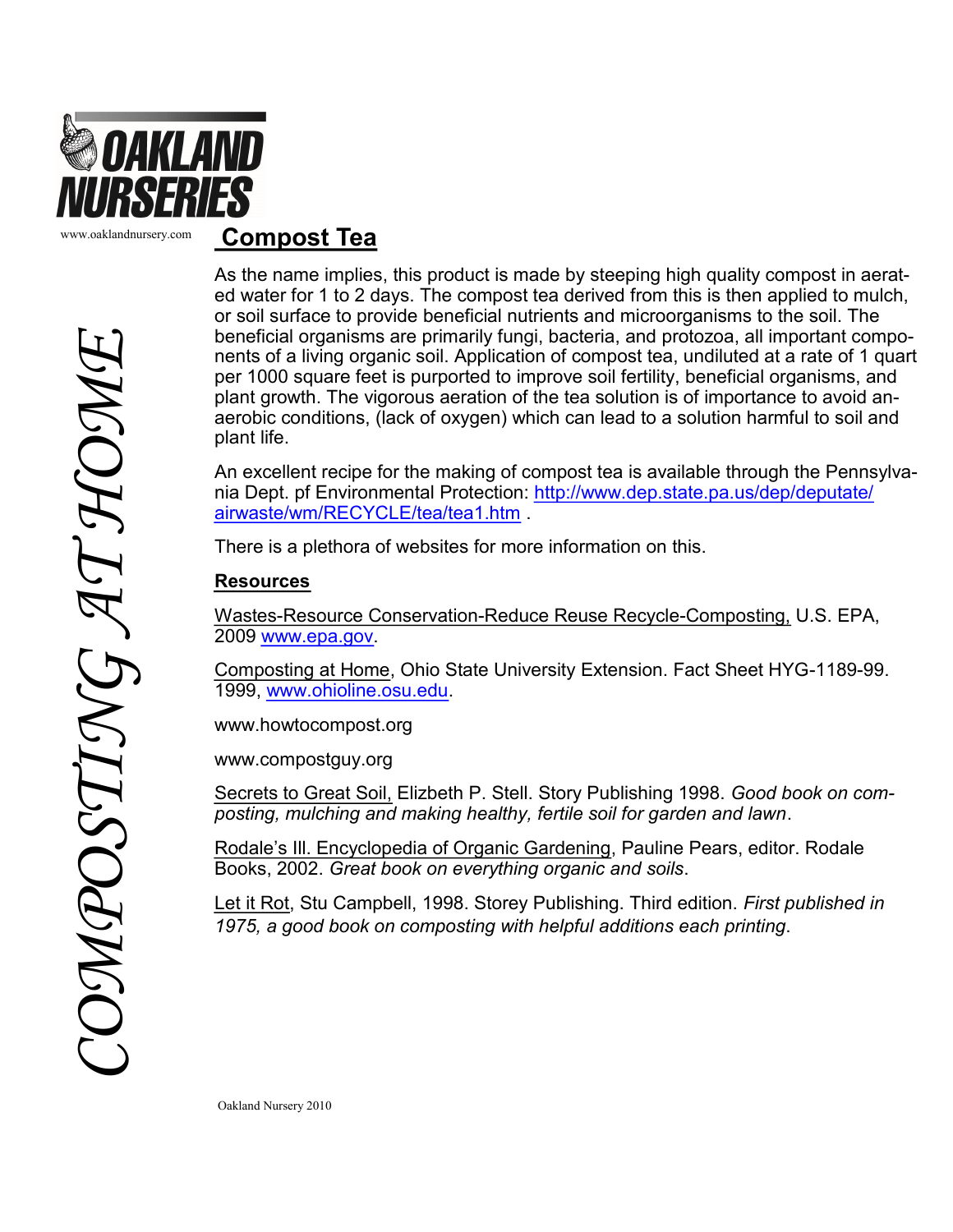## Compost Tea

As the name implies, this product is made by steeping high quality compost in aerated water for 1 to 2 days. The compost tea derived from this is then applied to mulch, or soil surface to provide beneficial nutrients and microorganisms to the soil. The beneficial organisms are primarily fungi, bacteria, and protozoa, all important components of a living organic soil. Application of compost tea, undiluted at a rate of 1 quart per 1000 square feet is purported to improve soil fertility, beneficial organisms, and plant growth. The vigorous aeration of the tea solution is of importance to avoid anaerobic conditions, (lack of oxygen) which can lead to a solution harmful to soil and plant life.

An excellent recipe for the making of compost tea is available through the Pennsylvania Dept. pf Environmental Protection: http://www.dep.state.pa.us/dep/deputate/airwaste/wm/RECYCLE/tea/tea1.htm .

There is a plethora of websites for more information on this.

### Resources

Wastes-Resource Conservation-Reduce Reuse Recycle-Composting, U.S. EPA, 2009 www.epa.gov.

Composting at Home, Ohio State University Extension. Fact Sheet HYG-1189-99. 1999, www.ohioline.osu.edu.

www.howtocompost.org

www.compostguy.org

Secrets to Great Soil, Elizbeth P. Stell. Story Publishing 1998. *Good book on composting, mulching and making healthy, fertile soil for garden and lawn*.

Rodale's Ill. Encyclopedia of Organic Gardening, Pauline Pears, editor. Rodale Books, 2002. *Great book on everything organic and soils*.

Let it Rot, Stu Campbell, 1998. Storey Publishing. Third edition. *First published in 1975, a good book on composting with helpful additions each printing*.